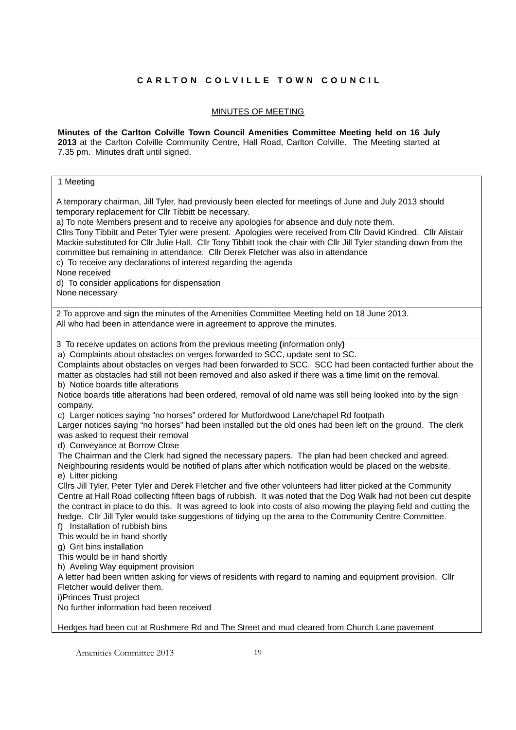# C A R L T O N   C O L V I L L E   T O W N   C O U N C I L

MINUTES OF MEETING

**Minutes of the Carlton Colville Town Council Amenities Committee Meeting held on 16 July 2013** at the Carlton Colville Community Centre, Hall Road, Carlton Colville. The Meeting started at 7.35 pm. Minutes draft until signed.

1 Meeting

A temporary chairman, Jill Tyler, had previously been elected for meetings of June and July 2013 should temporary replacement for Cllr Tibbitt be necessary.
a) To note Members present and to receive any apologies for absence and duly note them.
Cllrs Tony Tibbitt and Peter Tyler were present. Apologies were received from Cllr David Kindred. Cllr Alistair Mackie substituted for Cllr Julie Hall. Cllr Tony Tibbitt took the chair with Cllr Jill Tyler standing down from the committee but remaining in attendance. Cllr Derek Fletcher was also in attendance
c) To receive any declarations of interest regarding the agenda
None received
d) To consider applications for dispensation
None necessary

2 To approve and sign the minutes of the Amenities Committee Meeting held on 18 June 2013.
All who had been in attendance were in agreement to approve the minutes.

3 To receive updates on actions from the previous meeting **(**information only**)**
a) Complaints about obstacles on verges forwarded to SCC, update sent to SC.
Complaints about obstacles on verges had been forwarded to SCC. SCC had been contacted further about the matter as obstacles had still not been removed and also asked if there was a time limit on the removal.
b) Notice boards title alterations
Notice boards title alterations had been ordered, removal of old name was still being looked into by the sign company.
c) Larger notices saying "no horses" ordered for Mutfordwood Lane/chapel Rd footpath
Larger notices saying "no horses" had been installed but the old ones had been left on the ground. The clerk was asked to request their removal
d) Conveyance at Borrow Close
The Chairman and the Clerk had signed the necessary papers. The plan had been checked and agreed. Neighbouring residents would be notified of plans after which notification would be placed on the website.
e) Litter picking
Cllrs Jill Tyler, Peter Tyler and Derek Fletcher and five other volunteers had litter picked at the Community Centre at Hall Road collecting fifteen bags of rubbish. It was noted that the Dog Walk had not been cut despite the contract in place to do this. It was agreed to look into costs of also mowing the playing field and cutting the hedge. Cllr Jill Tyler would take suggestions of tidying up the area to the Community Centre Committee.
f) Installation of rubbish bins
This would be in hand shortly
g) Grit bins installation
This would be in hand shortly
h) Aveling Way equipment provision
A letter had been written asking for views of residents with regard to naming and equipment provision. Cllr Fletcher would deliver them.
i)Princes Trust project
No further information had been received

Hedges had been cut at Rushmere Rd and The Street and mud cleared from Church Lane pavement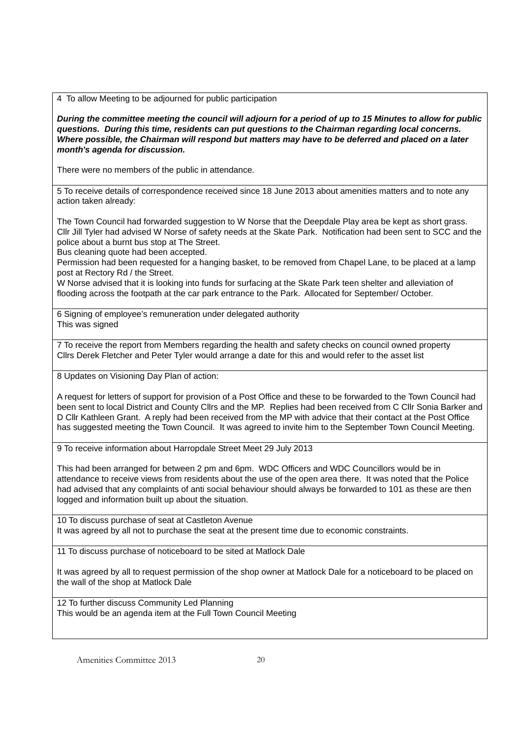4 To allow Meeting to be adjourned for public participation

***During the committee meeting the council will adjourn for a period of up to 15 Minutes to allow for public questions. During this time, residents can put questions to the Chairman regarding local concerns. Where possible, the Chairman will respond but matters may have to be deferred and placed on a later month's agenda for discussion.***

There were no members of the public in attendance.

5 To receive details of correspondence received since 18 June 2013 about amenities matters and to note any action taken already:

The Town Council had forwarded suggestion to W Norse that the Deepdale Play area be kept as short grass. Cllr Jill Tyler had advised W Norse of safety needs at the Skate Park. Notification had been sent to SCC and the police about a burnt bus stop at The Street.
Bus cleaning quote had been accepted.
Permission had been requested for a hanging basket, to be removed from Chapel Lane, to be placed at a lamp post at Rectory Rd / the Street.
W Norse advised that it is looking into funds for surfacing at the Skate Park teen shelter and alleviation of flooding across the footpath at the car park entrance to the Park. Allocated for September/ October.

6 Signing of employee's remuneration under delegated authority
This was signed

7 To receive the report from Members regarding the health and safety checks on council owned property
Cllrs Derek Fletcher and Peter Tyler would arrange a date for this and would refer to the asset list

8 Updates on Visioning Day Plan of action:

A request for letters of support for provision of a Post Office and these to be forwarded to the Town Council had been sent to local District and County Cllrs and the MP. Replies had been received from C Cllr Sonia Barker and D Cllr Kathleen Grant. A reply had been received from the MP with advice that their contact at the Post Office has suggested meeting the Town Council. It was agreed to invite him to the September Town Council Meeting.

9 To receive information about Harropdale Street Meet 29 July 2013

This had been arranged for between 2 pm and 6pm. WDC Officers and WDC Councillors would be in attendance to receive views from residents about the use of the open area there. It was noted that the Police had advised that any complaints of anti social behaviour should always be forwarded to 101 as these are then logged and information built up about the situation.

10 To discuss purchase of seat at Castleton Avenue
It was agreed by all not to purchase the seat at the present time due to economic constraints.

11 To discuss purchase of noticeboard to be sited at Matlock Dale

It was agreed by all to request permission of the shop owner at Matlock Dale for a noticeboard to be placed on the wall of the shop at Matlock Dale

12 To further discuss Community Led Planning
This would be an agenda item at the Full Town Council Meeting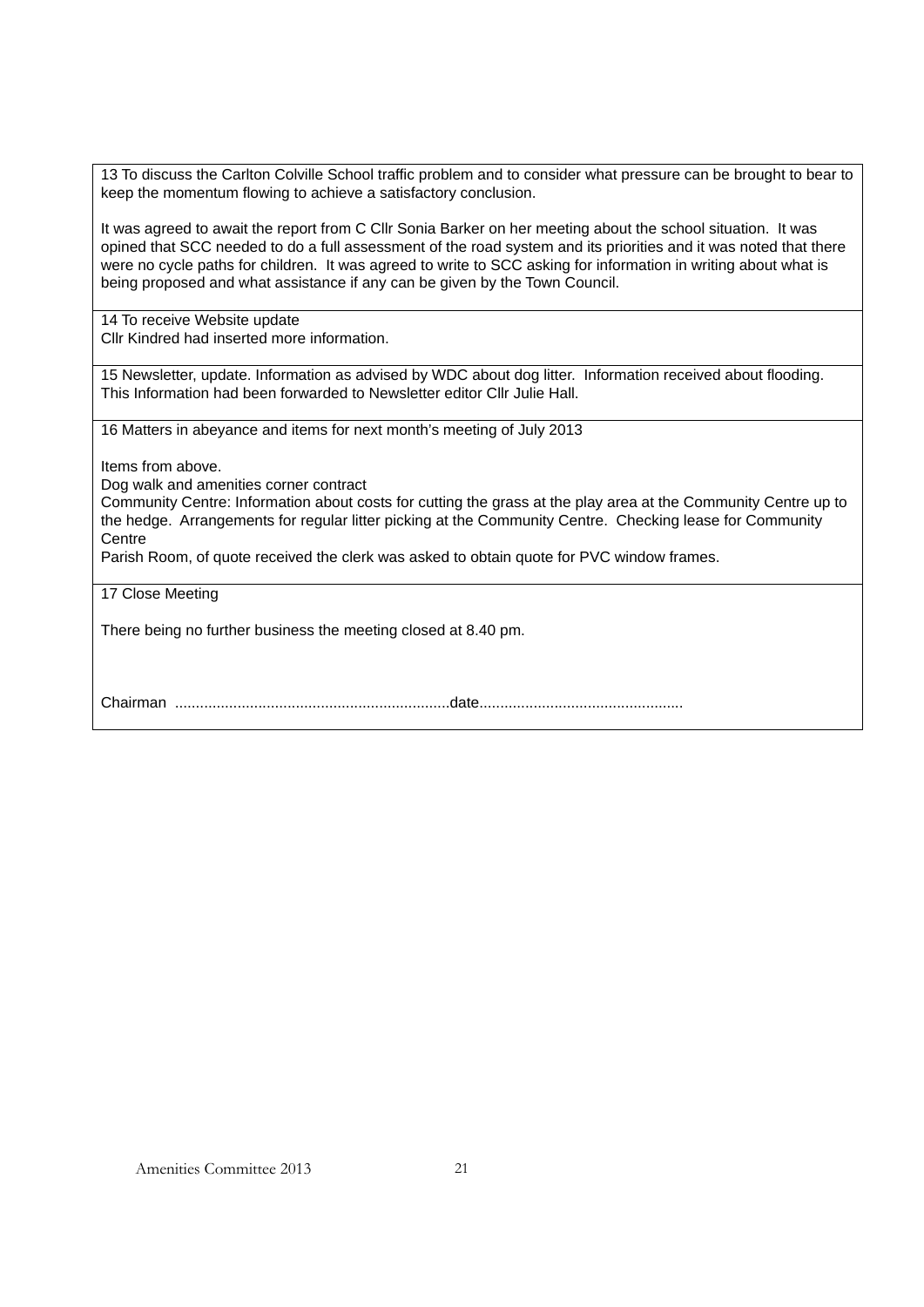13 To discuss the Carlton Colville School traffic problem and to consider what pressure can be brought to bear to keep the momentum flowing to achieve a satisfactory conclusion.

It was agreed to await the report from C Cllr Sonia Barker on her meeting about the school situation. It was opined that SCC needed to do a full assessment of the road system and its priorities and it was noted that there were no cycle paths for children. It was agreed to write to SCC asking for information in writing about what is being proposed and what assistance if any can be given by the Town Council.

14 To receive Website update
Cllr Kindred had inserted more information.

15 Newsletter, update. Information as advised by WDC about dog litter. Information received about flooding. This Information had been forwarded to Newsletter editor Cllr Julie Hall.

16 Matters in abeyance and items for next month's meeting of July 2013

Items from above.
Dog walk and amenities corner contract
Community Centre: Information about costs for cutting the grass at the play area at the Community Centre up to the hedge. Arrangements for regular litter picking at the Community Centre. Checking lease for Community Centre
Parish Room, of quote received the clerk was asked to obtain quote for PVC window frames.

17 Close Meeting

There being no further business the meeting closed at 8.40 pm.

Chairman ..................................................................date.................................................